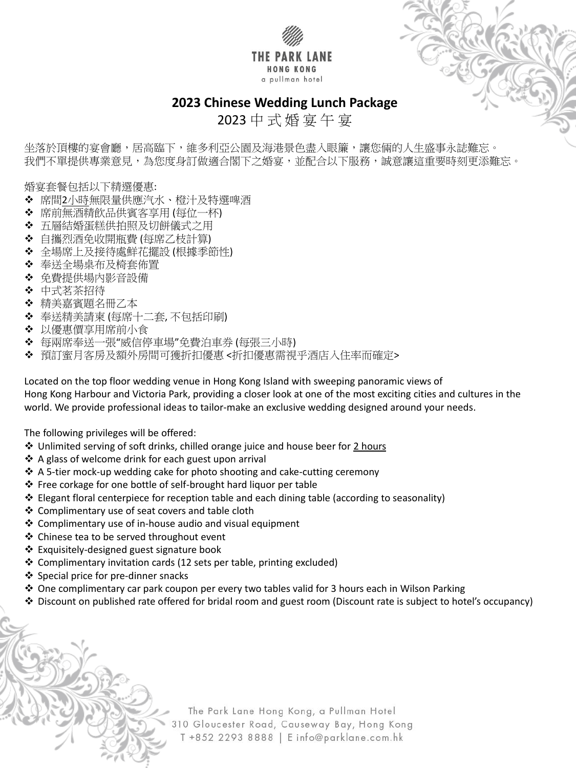THE PARK LANE
HONG KONG
a pullman hotel

# 2023 Chinese Wedding Lunch Package

## 2023 中式婚宴午宴

坐落於頂樓的宴會廳，居高臨下，維多利亞公園及海港景色盡入眼簾，讓您倆的人生盛事永誌難忘。
我們不單提供專業意見，為您度身訂做適合閣下之婚宴，並配合以下服務，誠意讓這重要時刻更添難忘。

婚宴套餐包括以下精選優惠:

- ❖ 席間<u>2小時</u>無限量供應汽水、橙汁及特選啤酒
- ❖ 席前無酒精飲品供賓客享用 (每位一杯)
- ❖ 五層結婚蛋糕供拍照及切餅儀式之用
- ❖ 自攜烈酒免收開瓶費 (每席乙枝計算)
- ❖ 全場席上及接待處鮮花擺設 (根據季節性)
- ❖ 奉送全場桌布及椅套佈置
- ❖ 免費提供場內影音設備
- ❖ 中式茗茶招待
- ❖ 精美嘉賓題名冊乙本
- ❖ 奉送精美請柬 (每席十二套, 不包括印刷)
- ❖ 以優惠價享用席前小食
- ❖ 每兩席奉送一張"威信停車場"免費泊車券 (每張三小時)
- ❖ 預訂蜜月客房及額外房間可獲折扣優惠 <折扣優惠需視乎酒店入住率而確定>

Located on the top floor wedding venue in Hong Kong Island with sweeping panoramic views of Hong Kong Harbour and Victoria Park, providing a closer look at one of the most exciting cities and cultures in the world. We provide professional ideas to tailor-make an exclusive wedding designed around your needs.

The following privileges will be offered:

- ❖ Unlimited serving of soft drinks, chilled orange juice and house beer for <u>2 hours</u>
- ❖ A glass of welcome drink for each guest upon arrival
- ❖ A 5-tier mock-up wedding cake for photo shooting and cake-cutting ceremony
- ❖ Free corkage for one bottle of self-brought hard liquor per table
- ❖ Elegant floral centerpiece for reception table and each dining table (according to seasonality)
- ❖ Complimentary use of seat covers and table cloth
- ❖ Complimentary use of in-house audio and visual equipment
- ❖ Chinese tea to be served throughout event
- ❖ Exquisitely-designed guest signature book
- ❖ Complimentary invitation cards (12 sets per table, printing excluded)
- ❖ Special price for pre-dinner snacks
- ❖ One complimentary car park coupon per every two tables valid for 3 hours each in Wilson Parking
- ❖ Discount on published rate offered for bridal room and guest room (Discount rate is subject to hotel's occupancy)

The Park Lane Hong Kong, a Pullman Hotel
310 Gloucester Road, Causeway Bay, Hong Kong
T +852 2293 8888 | E info@parklane.com.hk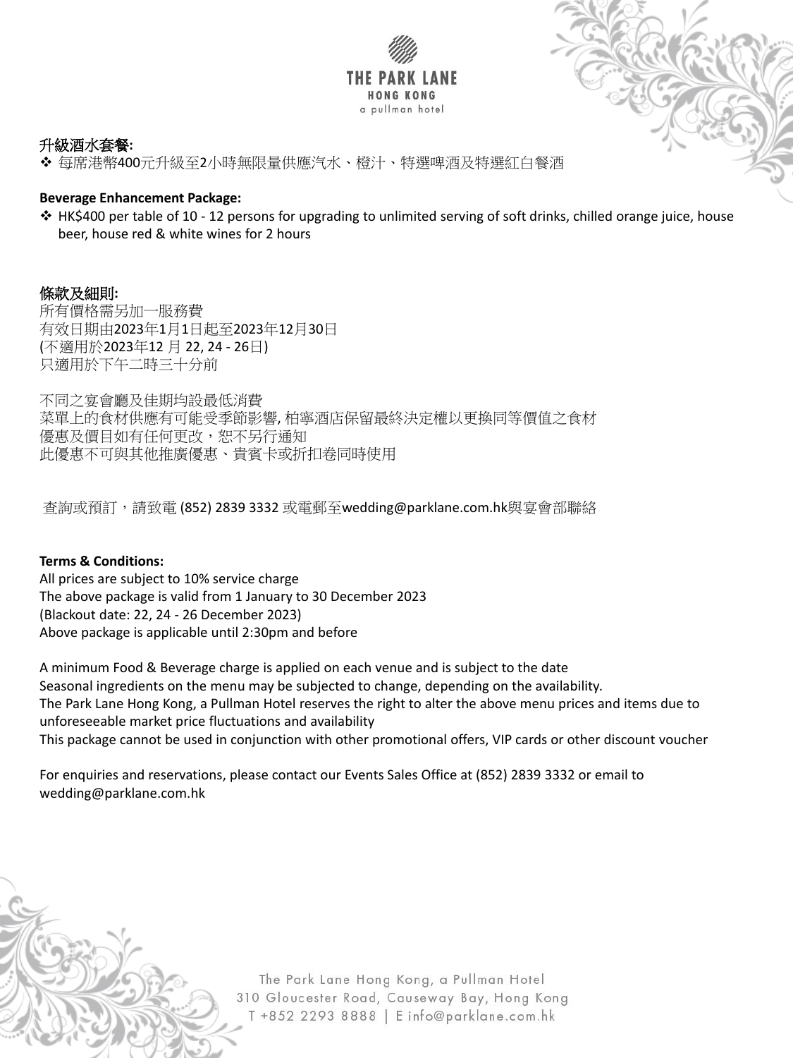**升級酒水套餐:**

- ❖ 每席港幣400元升級至2小時無限量供應汽水、橙汁、特選啤酒及特選紅白餐酒

**Beverage Enhancement Package:**

- ❖ HK$400 per table of 10 - 12 persons for upgrading to unlimited serving of soft drinks, chilled orange juice, house beer, house red & white wines for 2 hours

**條款及細則:**

所有價格需另加一服務費
有效日期由2023年1月1日起至2023年12月30日
(不適用於2023年12 月 22, 24 - 26日)
只適用於下午二時三十分前

不同之宴會廳及佳期均設最低消費
菜單上的食材供應有可能受季節影響, 柏寧酒店保留最終決定權以更換同等價值之食材
優惠及價目如有任何更改，恕不另行通知
此優惠不可與其他推廣優惠、貴賓卡或折扣卷同時使用

查詢或預訂，請致電 (852) 2839 3332 或電郵至wedding@parklane.com.hk與宴會部聯絡

**Terms & Conditions:**

All prices are subject to 10% service charge
The above package is valid from 1 January to 30 December 2023
(Blackout date: 22, 24 - 26 December 2023)
Above package is applicable until 2:30pm and before

A minimum Food & Beverage charge is applied on each venue and is subject to the date
Seasonal ingredients on the menu may be subjected to change, depending on the availability.
The Park Lane Hong Kong, a Pullman Hotel reserves the right to alter the above menu prices and items due to unforeseeable market price fluctuations and availability
This package cannot be used in conjunction with other promotional offers, VIP cards or other discount voucher

For enquiries and reservations, please contact our Events Sales Office at (852) 2839 3332 or email to wedding@parklane.com.hk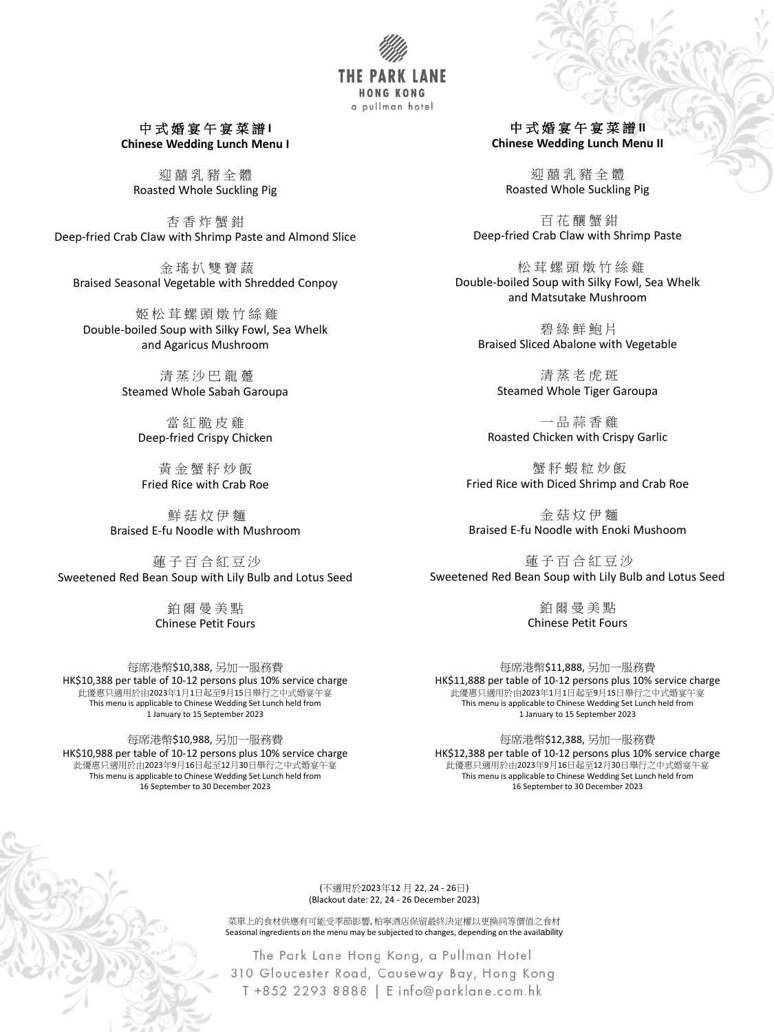THE PARK LANE
HONG KONG
a pullman hotel

## 中式婚宴午宴菜譜I
## Chinese Wedding Lunch Menu I

迎囍乳豬全體
Roasted Whole Suckling Pig

杏香炸蟹鉗
Deep-fried Crab Claw with Shrimp Paste and Almond Slice

金瑤扒雙寶蔬
Braised Seasonal Vegetable with Shredded Conpoy

姬松茸螺頭燉竹絲雞
Double-boiled Soup with Silky Fowl, Sea Whelk and Agaricus Mushroom

清蒸沙巴龍躉
Steamed Whole Sabah Garoupa

當紅脆皮雞
Deep-fried Crispy Chicken

黃金蟹籽炒飯
Fried Rice with Crab Roe

鮮菇炆伊麵
Braised E-fu Noodle with Mushroom

蓮子百合紅豆沙
Sweetened Red Bean Soup with Lily Bulb and Lotus Seed

鉑爾曼美點
Chinese Petit Fours

每席港幣$10,388, 另加一服務費
HK$10,388 per table of 10-12 persons plus 10% service charge
此優惠只適用於由2023年1月1日起至9月15日舉行之中式婚宴午宴
This menu is applicable to Chinese Wedding Set Lunch held from 1 January to 15 September 2023

每席港幣$10,988, 另加一服務費
HK$10,988 per table of 10-12 persons plus 10% service charge
此優惠只適用於由2023年9月16日起至12月30日舉行之中式婚宴午宴
This menu is applicable to Chinese Wedding Set Lunch held from 16 September to 30 December 2023

## 中式婚宴午宴菜譜II
## Chinese Wedding Lunch Menu II

迎囍乳豬全體
Roasted Whole Suckling Pig

百花釀蟹鉗
Deep-fried Crab Claw with Shrimp Paste

松茸螺頭燉竹絲雞
Double-boiled Soup with Silky Fowl, Sea Whelk and Matsutake Mushroom

碧綠鮮鮑片
Braised Sliced Abalone with Vegetable

清蒸老虎斑
Steamed Whole Tiger Garoupa

一品蒜香雞
Roasted Chicken with Crispy Garlic

蟹籽蝦粒炒飯
Fried Rice with Diced Shrimp and Crab Roe

金菇炆伊麵
Braised E-fu Noodle with Enoki Mushoom

蓮子百合紅豆沙
Sweetened Red Bean Soup with Lily Bulb and Lotus Seed

鉑爾曼美點
Chinese Petit Fours

每席港幣$11,888, 另加一服務費
HK$11,888 per table of 10-12 persons plus 10% service charge
此優惠只適用於由2023年1月1日起至9月15日舉行之中式婚宴午宴
This menu is applicable to Chinese Wedding Set Lunch held from 1 January to 15 September 2023

每席港幣$12,388, 另加一服務費
HK$12,388 per table of 10-12 persons plus 10% service charge
此優惠只適用於由2023年9月16日起至12月30日舉行之中式婚宴午宴
This menu is applicable to Chinese Wedding Set Lunch held from 16 September to 30 December 2023

(不適用於2023年12 月 22, 24 - 26日)
(Blackout date: 22, 24 - 26 December 2023)

菜單上的食材供應有可能受季節影響, 柏寧酒店保留最終決定權以更換同等價值之食材
Seasonal ingredients on the menu may be subjected to changes, depending on the availability

The Park Lane Hong Kong, a Pullman Hotel
310 Gloucester Road, Causeway Bay, Hong Kong
T +852 2293 8888 | E info@parklane.com.hk